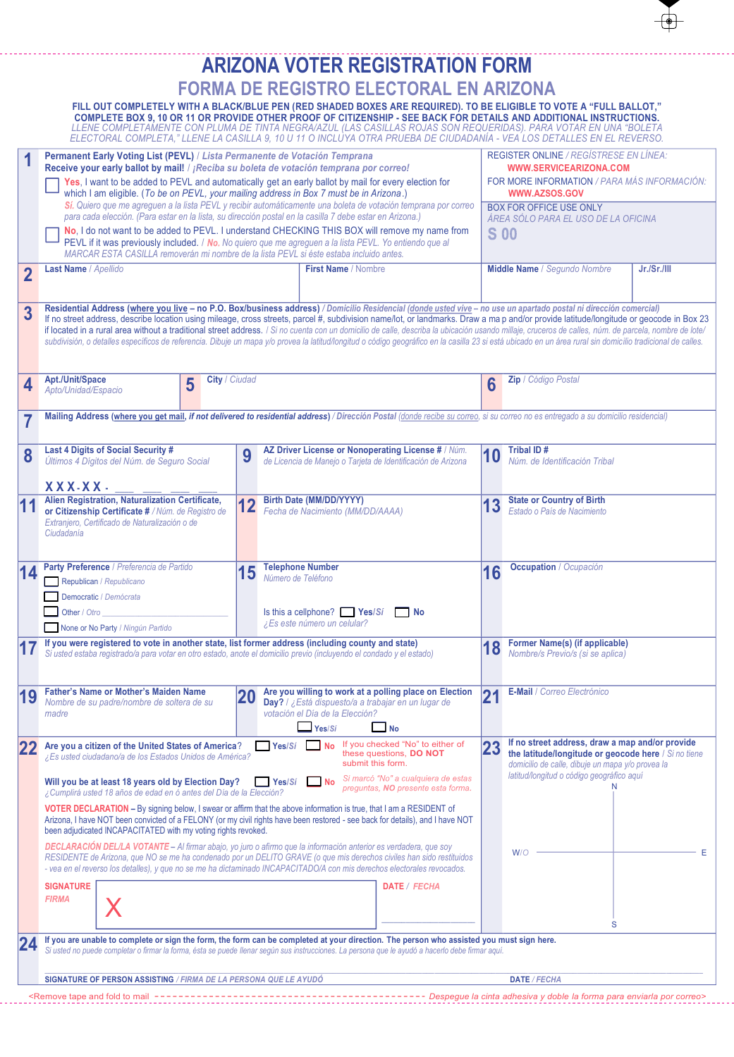# ARIZONA VOTER REGISTRATION FORM

## FORMA DE REGISTRO ELECTORAL EN ARIZONA

**FILL OUT COMPLETELY WITH A BLACK/BLUE PEN (RED SHADED BOXES ARE REQUIRED). TO BE ELIGIBLE TO VOTE A "FULL BALLOT," COMPLETE BOX 9, 10 OR 11 OR PROVIDE OTHER PROOF OF CITIZENSHIP - SEE BACK FOR DETAILS AND ADDITIONAL INSTRUCTIONS.**
*LLENE COMPLETAMENTE CON PLUMA DE TINTA NEGRA/AZUL (LAS CASILLAS ROJAS SON REQUERIDAS). PARA VOTAR EN UNA "BOLETA ELECTORAL COMPLETA," LLENE LA CASILLA 9, 10 U 11 O INCLUYA OTRA PRUEBA DE CIUDADANÍA - VEA LOS DETALLES EN EL REVERSO.*

**1** **Permanent Early Voting List (PEVL)** / *Lista Permanente de Votación Temprana*
**Receive your early ballot by mail!** / *¡Reciba su boleta de votación temprana por correo!*

☐ **Yes**, I want to be added to PEVL and automatically get an early ballot by mail for every election for which I am eligible. (*To be on PEVL, your mailing address in Box 7 must be in Arizona*.)
*Sí. Quiero que me agreguen a la lista PEVL y recibir automáticamente una boleta de votación temprana por correo para cada elección. (Para estar en la lista, su dirección postal en la casilla 7 debe estar en Arizona.)*

☐ **No**, I do not want to be added to PEVL. I understand CHECKING THIS BOX will remove my name from PEVL if it was previously included. / *No. No quiero que me agreguen a la lista PEVL. Yo entiendo que al MARCAR ESTA CASILLA removerán mi nombre de la lista PEVL si éste estaba incluido antes.*

REGISTER ONLINE / *REGÍSTRESE EN LÍNEA:* **WWW.SERVICEARIZONA.COM**
FOR MORE INFORMATION / *PARA MÁS INFORMACIÓN:* **WWW.AZSOS.GOV**

BOX FOR OFFICE USE ONLY
*ÁREA SÓLO PARA EL USO DE LA OFICINA*
S 00

| **2** Last Name / *Apellido* | First Name / *Nombre* | Middle Name / *Segundo Nombre* | Jr./Sr./III |
|---|---|---|---|
| | | | |

**3** **Residential Address (where you live – no P.O. Box/business address)** / *Domicilio Residencial (donde usted vive – no use un apartado postal ni dirección comercial)*
If no street address, describe location using mileage, cross streets, parcel #, subdivision name/lot, or landmarks. Draw a ma p and/or provide latitude/longitude or geocode in Box 23 if located in a rural area without a traditional street address. / *Si no cuenta con un domicilio de calle, describa la ubicación usando millaje, cruceros de calles, núm. de parcela, nombre de lote/ subdivisión, o detalles específicos de referencia. Dibuje un mapa y/o provea la latitud/longitud o código geográfico en la casilla 23 si está ubicado en un área rural sin domicilio tradicional de calles.*

| **4** Apt./Unit/Space / *Apto/Unidad/Espacio* | **5** City / *Ciudad* | **6** Zip / *Código Postal* |
|---|---|---|
| | | |

**7** **Mailing Address (where you get mail, if not delivered to residential address)** / *Dirección Postal (donde recibe su correo, si su correo no es entregado a su domicilio residencial)*

| **8** Last 4 Digits of Social Security # / *Últimos 4 Dígitos del Núm. de Seguro Social* | **9** AZ Driver License or Nonoperating License # / *Núm. de Licencia de Manejo o Tarjeta de Identificación de Arizona* | **10** Tribal ID # / *Núm. de Identificación Tribal* |
|---|---|---|
| XXX-XX-\_\_ \_\_ \_\_ \_\_ | | |

| **11** Alien Registration, Naturalization Certificate, or Citizenship Certificate # / *Núm. de Registro de Extranjero, Certificado de Naturalización o de Ciudadanía* | **12** Birth Date (MM/DD/YYYY) / *Fecha de Nacimiento (MM/DD/AAAA)* | **13** State or Country of Birth / *Estado o País de Nacimiento* |
|---|---|---|
| | | |

**14** **Party Preference** / *Preferencia de Partido*
- ☐ Republican / *Republicano*
- ☐ Democratic / *Demócrata*
- ☐ Other / *Otro* \_\_\_\_\_\_\_\_
- ☐ None or No Party / *Ningún Partido*

**15** **Telephone Number** / *Número de Teléfono*
Is this a cellphone? ☐ Yes/*Sí* ☐ No
*¿Es este número un celular?*

**16** **Occupation** / *Ocupación*

**17** **If you were registered to vote in another state, list former address (including county and state)** / *Si usted estaba registrado/a para votar en otro estado, anote el domicilio previo (incluyendo el condado y el estado)*

**18** **Former Name(s) (if applicable)** / *Nombre/s Previo/s (si se aplica)*

**19** **Father's Name or Mother's Maiden Name** / *Nombre de su padre/nombre de soltera de su madre*

**20** **Are you willing to work at a polling place on Election Day?** / *¿Está dispuesto/a a trabajar en un lugar de votación el Día de la Elección?*
☐ Yes/*Sí* ☐ No

**21** **E-Mail** / *Correo Electrónico*

**22** **Are you a citizen of the United States of America?** ☐ Yes/*Sí* ☐ No
*¿Es usted ciudadano/a de los Estados Unidos de América?*

**Will you be at least 18 years old by Election Day?** ☐ Yes/*Sí* ☐ No
*¿Cumplirá usted 18 años de edad en ó antes del Día de la Elección?*

If you checked "No" to either of these questions, **DO NOT** submit this form.
*Si marcó "No" a cualquiera de estas preguntas, NO presente esta forma.*

**VOTER DECLARATION** – By signing below, I swear or affirm that the above information is true, that I am a RESIDENT of Arizona, I have NOT been convicted of a FELONY (or my civil rights have been restored - see back for details), and I have NOT been adjudicated INCAPACITATED with my voting rights revoked.

*DECLARACIÓN DEL/LA VOTANTE – Al firmar abajo, yo juro o afirmo que la información anterior es verdadera, que soy RESIDENTE de Arizona, que NO se me ha condenado por un DELITO GRAVE (o que mis derechos civiles han sido restituidos - vea en el reverso los detalles), y que no se me ha dictaminado INCAPACITADO/A con mis derechos electorales revocados.*

**SIGNATURE** / *FIRMA* X \_\_\_\_\_\_\_\_\_\_ **DATE** / *FECHA* \_\_\_\_\_\_\_\_\_\_

**23** **If no street address, draw a map and/or provide the latitude/longitude or geocode here** / *Si no tiene domicilio de calle, dibuje un mapa y/o provea la latitud/longitud o código geográfico aquí*

N
W/O — E
S

**24** **If you are unable to complete or sign the form, the form can be completed at your direction. The person who assisted you must sign here.**
*Si usted no puede completar o firmar la forma, ésta se puede llenar según sus instrucciones. La persona que le ayudó a hacerlo debe firmar aquí.*

SIGNATURE OF PERSON ASSISTING / *FIRMA DE LA PERSONA QUE LE AYUDÓ* \_\_\_\_\_\_\_\_\_\_ DATE / *FECHA* \_\_\_\_\_\_\_\_\_\_

<Remove tape and fold to mail — *Despegue la cinta adhesiva y doble la forma para enviarla por correo*>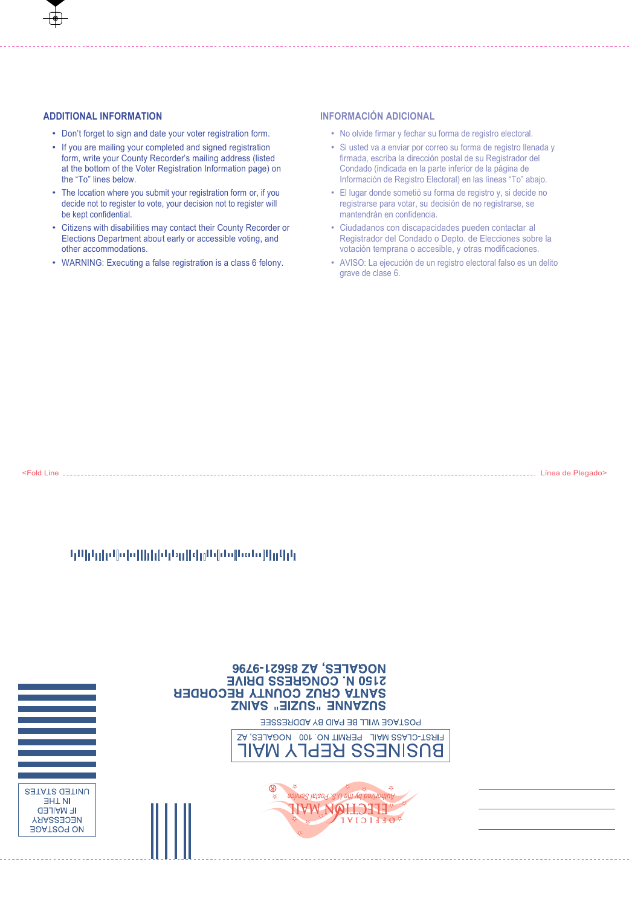## ADDITIONAL INFORMATION

- Don't forget to sign and date your voter registration form.
- If you are mailing your completed and signed registration form, write your County Recorder's mailing address (listed at the bottom of the Voter Registration Information page) on the "To" lines below.
- The location where you submit your registration form or, if you decide not to register to vote, your decision not to register will be kept confidential.
- Citizens with disabilities may contact their County Recorder or Elections Department about early or accessible voting, and other accommodations.
- WARNING: Executing a false registration is a class 6 felony.

## INFORMACIÓN ADICIONAL

- No olvide firmar y fechar su forma de registro electoral.
- Si usted va a enviar por correo su forma de registro llenada y firmada, escriba la dirección postal de su Registrador del Condado (indicada en la parte inferior de la página de Información de Registro Electoral) en las líneas "To" abajo.
- El lugar donde sometió su forma de registro y, si decide no registrarse para votar, su decisión de no registrarse, se mantendrán en confidencia.
- Ciudadanos con discapacidades pueden contactar al Registrador del Condado o Depto. de Elecciones sobre la votación temprana o accesible, y otras modificaciones.
- AVISO: La ejecución de un registro electoral falso es un delito grave de clase 6.

<Fold Line ........ Línea de Plegado>

BUSINESS REPLY MAIL

FIRST-CLASS MAIL PERMIT NO. 100 NOGALES, AZ

POSTAGE WILL BE PAID BY ADDRESSEE

SUZANNE "SUZIE" SAINZ
SANTA CRUZ COUNTY RECORDER
2150 N. CONGRESS DRIVE
NOGALES, AZ 85621-9796

NO POSTAGE NECESSARY IF MAILED IN THE UNITED STATES

OFFICIAL ELECTION MAIL
Authorized by the U.S. Postal Service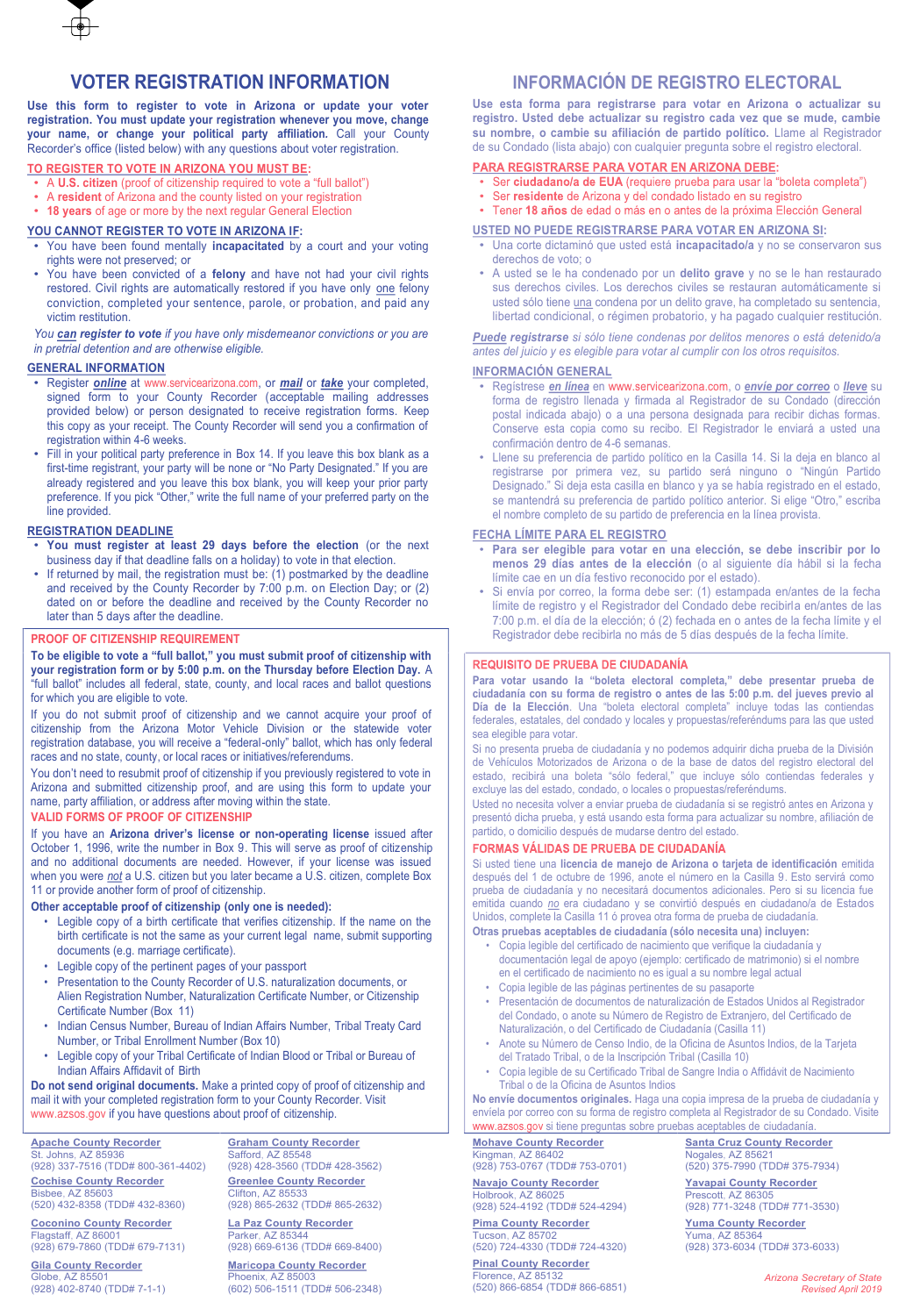# VOTER REGISTRATION INFORMATION

**Use this form to register to vote in Arizona or update your voter registration. You must update your registration whenever you move, change your name, or change your political party affiliation.** Call your County Recorder's office (listed below) with any questions about voter registration.

## TO REGISTER TO VOTE IN ARIZONA YOU MUST BE:

- A **U.S. citizen** (proof of citizenship required to vote a "full ballot")
- A **resident** of Arizona and the county listed on your registration
- **18 years** of age or more by the next regular General Election

## YOU CANNOT REGISTER TO VOTE IN ARIZONA IF:

- You have been found mentally **incapacitated** by a court and your voting rights were not preserved; or
- You have been convicted of a **felony** and have not had your civil rights restored. Civil rights are automatically restored if you have only one felony conviction, completed your sentence, parole, or probation, and paid any victim restitution.

*You **can register to vote** if you have only misdemeanor convictions or you are in pretrial detention and are otherwise eligible.*

## GENERAL INFORMATION

- Register ***online*** at www.servicearizona.com, or ***mail*** or ***take*** your completed, signed form to your County Recorder (acceptable mailing addresses provided below) or person designated to receive registration forms. Keep this copy as your receipt. The County Recorder will send you a confirmation of registration within 4-6 weeks.
- Fill in your political party preference in Box 14. If you leave this box blank as a first-time registrant, your party will be none or "No Party Designated." If you are already registered and you leave this box blank, you will keep your prior party preference. If you pick "Other," write the full name of your preferred party on the line provided.

## REGISTRATION DEADLINE

- **You must register at least 29 days before the election** (or the next business day if that deadline falls on a holiday) to vote in that election.
- If returned by mail, the registration must be: (1) postmarked by the deadline and received by the County Recorder by 7:00 p.m. on Election Day; or (2) dated on or before the deadline and received by the County Recorder no later than 5 days after the deadline.

## PROOF OF CITIZENSHIP REQUIREMENT

**To be eligible to vote a "full ballot," you must submit proof of citizenship with your registration form or by 5:00 p.m. on the Thursday before Election Day.** A "full ballot" includes all federal, state, county, and local races and ballot questions for which you are eligible to vote.

If you do not submit proof of citizenship and we cannot acquire your proof of citizenship from the Arizona Motor Vehicle Division or the statewide voter registration database, you will receive a "federal-only" ballot, which has only federal races and no state, county, or local races or initiatives/referendums.

You don't need to resubmit proof of citizenship if you previously registered to vote in Arizona and submitted citizenship proof, and are using this form to update your name, party affiliation, or address after moving within the state.

### VALID FORMS OF PROOF OF CITIZENSHIP

If you have an **Arizona driver's license or non-operating license** issued after October 1, 1996, write the number in Box 9. This will serve as proof of citizenship and no additional documents are needed. However, if your license was issued when you were *not* a U.S. citizen but you later became a U.S. citizen, complete Box 11 or provide another form of proof of citizenship.

**Other acceptable proof of citizenship (only one is needed):**

- Legible copy of a birth certificate that verifies citizenship. If the name on the birth certificate is not the same as your current legal name, submit supporting documents (e.g. marriage certificate).
- Legible copy of the pertinent pages of your passport
- Presentation to the County Recorder of U.S. naturalization documents, or Alien Registration Number, Naturalization Certificate Number, or Citizenship Certificate Number (Box 11)
- Indian Census Number, Bureau of Indian Affairs Number, Tribal Treaty Card Number, or Tribal Enrollment Number (Box 10)
- Legible copy of your Tribal Certificate of Indian Blood or Tribal or Bureau of Indian Affairs Affidavit of Birth

**Do not send original documents.** Make a printed copy of proof of citizenship and mail it with your completed registration form to your County Recorder. Visit www.azsos.gov if you have questions about proof of citizenship.

# INFORMACIÓN DE REGISTRO ELECTORAL

**Use esta forma para registrarse para votar en Arizona o actualizar su registro. Usted debe actualizar su registro cada vez que se mude, cambie su nombre, o cambie su afiliación de partido político.** Llame al Registrador de su Condado (lista abajo) con cualquier pregunta sobre el registro electoral.

## PARA REGISTRARSE PARA VOTAR EN ARIZONA DEBE:

- Ser **ciudadano/a de EUA** (requiere prueba para usar la "boleta completa")
- Ser **residente** de Arizona y del condado listado en su registro
- Tener **18 años** de edad o más en o antes de la próxima Elección General

## USTED NO PUEDE REGISTRARSE PARA VOTAR EN ARIZONA SI:

- Una corte dictaminó que usted está **incapacitado/a** y no se conservaron sus derechos de voto; o
- A usted se le ha condenado por un **delito grave** y no se le han restaurado sus derechos civiles. Los derechos civiles se restauran automáticamente si usted sólo tiene una condena por un delito grave, ha completado su sentencia, libertad condicional, o régimen probatorio, y ha pagado cualquier restitución.

*__Puede__ **registrarse** si sólo tiene condenas por delitos menores o está detenido/a antes del juicio y es elegible para votar al cumplir con los otros requisitos.*

## INFORMACIÓN GENERAL

- Regístrese ***en línea*** en www.servicearizona.com, o ***envíe por correo*** o ***lleve*** su forma de registro llenada y firmada al Registrador de su Condado (dirección postal indicada abajo) o a una persona designada para recibir dichas formas. Conserve esta copia como su recibo. El Registrador le enviará a usted una confirmación dentro de 4-6 semanas.
- Llene su preferencia de partido político en la Casilla 14. Si la deja en blanco al registrarse por primera vez, su partido será ninguno o "Ningún Partido Designado." Si deja esta casilla en blanco y ya se había registrado en el estado, se mantendrá su preferencia de partido político anterior. Si elige "Otro," escriba el nombre completo de su partido de preferencia en la línea provista.

## FECHA LÍMITE PARA EL REGISTRO

- **Para ser elegible para votar en una elección, se debe inscribir por lo menos 29 días antes de la elección** (o al siguiente día hábil si la fecha límite cae en un día festivo reconocido por el estado).
- Si envía por correo, la forma debe ser: (1) estampada en/antes de la fecha límite de registro y el Registrador del Condado debe recibirla en/antes de las 7:00 p.m. el día de la elección; ó (2) fechada en o antes de la fecha límite y el Registrador debe recibirla no más de 5 días después de la fecha límite.

## REQUISITO DE PRUEBA DE CIUDADANÍA

**Para votar usando la "boleta electoral completa," debe presentar prueba de ciudadanía con su forma de registro o antes de las 5:00 p.m. del jueves previo al Día de la Elección.** Una "boleta electoral completa" incluye todas las contiendas federales, estatales, del condado y locales y propuestas/referéndums para las que usted sea elegible para votar.

Si no presenta prueba de ciudadanía y no podemos adquirir dicha prueba de la División de Vehículos Motorizados de Arizona o de la base de datos del registro electoral del estado, recibirá una boleta "sólo federal," que incluye sólo contiendas federales y excluye las del estado, condado, o locales o propuestas/referéndums.

Usted no necesita volver a enviar prueba de ciudadanía si se registró antes en Arizona y presentó dicha prueba, y está usando esta forma para actualizar su nombre, afiliación de partido, o domicilio después de mudarse dentro del estado.

### FORMAS VÁLIDAS DE PRUEBA DE CIUDADANÍA

Si usted tiene una **licencia de manejo de Arizona o tarjeta de identificación** emitida después del 1 de octubre de 1996, anote el número en la Casilla 9. Esto servirá como prueba de ciudadanía y no necesitará documentos adicionales. Pero si su licencia fue emitida cuando *no* era ciudadano y se convirtió después en ciudadano/a de Estados Unidos, complete la Casilla 11 ó provea otra forma de prueba de ciudadanía.

**Otras pruebas aceptables de ciudadanía (sólo necesita una) incluyen:**

- Copia legible del certificado de nacimiento que verifique la ciudadanía y documentación legal de apoyo (ejemplo: certificado de matrimonio) si el nombre en el certificado de nacimiento no es igual a su nombre legal actual
- Copia legible de las páginas pertinentes de su pasaporte
- Presentación de documentos de naturalización de Estados Unidos al Registrador del Condado, o anote su Número de Registro de Extranjero, del Certificado de Naturalización, o del Certificado de Ciudadanía (Casilla 11)
- Anote su Número de Censo Indio, de la Oficina de Asuntos Indios, de la Tarjeta del Tratado Tribal, o de la Inscripción Tribal (Casilla 10)
- Copia legible de su Certificado Tribal de Sangre India o Affidávit de Nacimiento Tribal o de la Oficina de Asuntos Indios

**No envíe documentos originales.** Haga una copia impresa de la prueba de ciudadanía y envíela por correo con su forma de registro completa al Registrador de su Condado. Visite www.azsos.gov si tiene preguntas sobre pruebas aceptables de ciudadanía.

---

**Apache County Recorder**
St. Johns, AZ 85936
(928) 337-7516 (TDD# 800-361-4402)

**Cochise County Recorder**
Bisbee, AZ 85603
(520) 432-8358 (TDD# 432-8360)

**Coconino County Recorder**
Flagstaff, AZ 86001
(928) 679-7860 (TDD# 679-7131)

**Gila County Recorder**
Globe, AZ 85501
(928) 402-8740 (TDD# 7-1-1)

**Graham County Recorder**
Safford, AZ 85548
(928) 428-3560 (TDD# 428-3562)

**Greenlee County Recorder**
Clifton, AZ 85533
(928) 865-2632 (TDD# 865-2632)

**La Paz County Recorder**
Parker, AZ 85344
(928) 669-6136 (TDD# 669-8400)

**Maricopa County Recorder**
Phoenix, AZ 85003
(602) 506-1511 (TDD# 506-2348)

**Mohave County Recorder**
Kingman, AZ 86402
(928) 753-0767 (TDD# 753-0701)

**Navajo County Recorder**
Holbrook, AZ 86025
(928) 524-4192 (TDD# 524-4294)

**Pima County Recorder**
Tucson, AZ 85702
(520) 724-4330 (TDD# 724-4320)

**Pinal County Recorder**
Florence, AZ 85132
(520) 866-6854 (TDD# 866-6851)

**Santa Cruz County Recorder**
Nogales, AZ 85621
(520) 375-7990 (TDD# 375-7934)

**Yavapai County Recorder**
Prescott, AZ 86305
(928) 771-3248 (TDD# 771-3530)

**Yuma County Recorder**
Yuma, AZ 85364
(928) 373-6034 (TDD# 373-6033)

*Arizona Secretary of State*
*Revised April 2019*